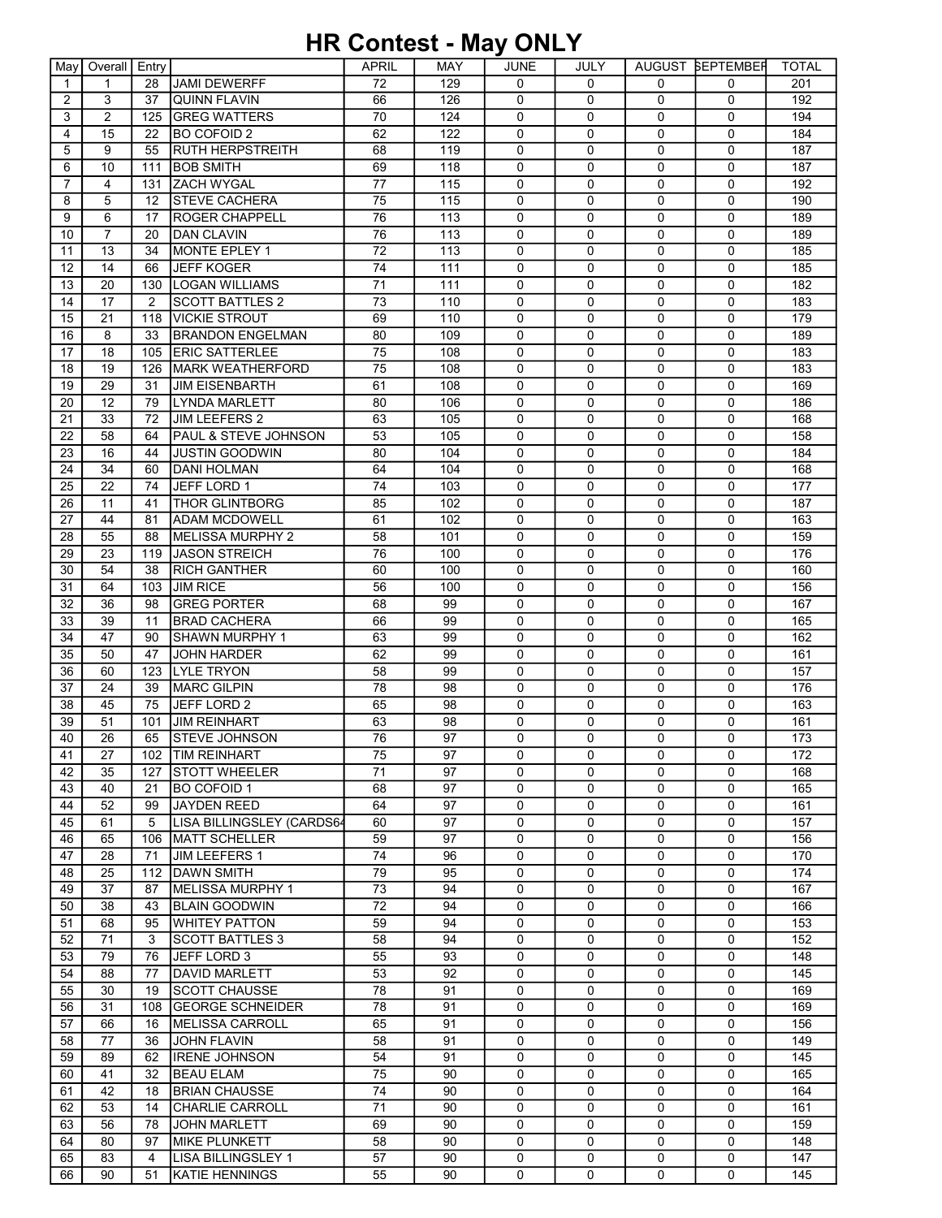# HR Contest - May ONLY

| May | Overall | Entry | | APRIL | MAY | JUNE | JULY | AUGUST | SEPTEMBER | TOTAL |
|---|---|---|---|---|---|---|---|---|---|---|
| 1 | 1 | 28 | JAMI DEWERFF | 72 | 129 | 0 | 0 | 0 | 0 | 201 |
| 2 | 3 | 37 | QUINN FLAVIN | 66 | 126 | 0 | 0 | 0 | 0 | 192 |
| 3 | 2 | 125 | GREG WATTERS | 70 | 124 | 0 | 0 | 0 | 0 | 194 |
| 4 | 15 | 22 | BO COFOID 2 | 62 | 122 | 0 | 0 | 0 | 0 | 184 |
| 5 | 9 | 55 | RUTH HERPSTREITH | 68 | 119 | 0 | 0 | 0 | 0 | 187 |
| 6 | 10 | 111 | BOB SMITH | 69 | 118 | 0 | 0 | 0 | 0 | 187 |
| 7 | 4 | 131 | ZACH WYGAL | 77 | 115 | 0 | 0 | 0 | 0 | 192 |
| 8 | 5 | 12 | STEVE CACHERA | 75 | 115 | 0 | 0 | 0 | 0 | 190 |
| 9 | 6 | 17 | ROGER CHAPPELL | 76 | 113 | 0 | 0 | 0 | 0 | 189 |
| 10 | 7 | 20 | DAN CLAVIN | 76 | 113 | 0 | 0 | 0 | 0 | 189 |
| 11 | 13 | 34 | MONTE EPLEY 1 | 72 | 113 | 0 | 0 | 0 | 0 | 185 |
| 12 | 14 | 66 | JEFF KOGER | 74 | 111 | 0 | 0 | 0 | 0 | 185 |
| 13 | 20 | 130 | LOGAN WILLIAMS | 71 | 111 | 0 | 0 | 0 | 0 | 182 |
| 14 | 17 | 2 | SCOTT BATTLES 2 | 73 | 110 | 0 | 0 | 0 | 0 | 183 |
| 15 | 21 | 118 | VICKIE STROUT | 69 | 110 | 0 | 0 | 0 | 0 | 179 |
| 16 | 8 | 33 | BRANDON ENGELMAN | 80 | 109 | 0 | 0 | 0 | 0 | 189 |
| 17 | 18 | 105 | ERIC SATTERLEE | 75 | 108 | 0 | 0 | 0 | 0 | 183 |
| 18 | 19 | 126 | MARK WEATHERFORD | 75 | 108 | 0 | 0 | 0 | 0 | 183 |
| 19 | 29 | 31 | JIM EISENBARTH | 61 | 108 | 0 | 0 | 0 | 0 | 169 |
| 20 | 12 | 79 | LYNDA MARLETT | 80 | 106 | 0 | 0 | 0 | 0 | 186 |
| 21 | 33 | 72 | JIM LEEFERS 2 | 63 | 105 | 0 | 0 | 0 | 0 | 168 |
| 22 | 58 | 64 | PAUL & STEVE JOHNSON | 53 | 105 | 0 | 0 | 0 | 0 | 158 |
| 23 | 16 | 44 | JUSTIN GOODWIN | 80 | 104 | 0 | 0 | 0 | 0 | 184 |
| 24 | 34 | 60 | DANI HOLMAN | 64 | 104 | 0 | 0 | 0 | 0 | 168 |
| 25 | 22 | 74 | JEFF LORD 1 | 74 | 103 | 0 | 0 | 0 | 0 | 177 |
| 26 | 11 | 41 | THOR GLINTBORG | 85 | 102 | 0 | 0 | 0 | 0 | 187 |
| 27 | 44 | 81 | ADAM MCDOWELL | 61 | 102 | 0 | 0 | 0 | 0 | 163 |
| 28 | 55 | 88 | MELISSA MURPHY 2 | 58 | 101 | 0 | 0 | 0 | 0 | 159 |
| 29 | 23 | 119 | JASON STREICH | 76 | 100 | 0 | 0 | 0 | 0 | 176 |
| 30 | 54 | 38 | RICH GANTHER | 60 | 100 | 0 | 0 | 0 | 0 | 160 |
| 31 | 64 | 103 | JIM RICE | 56 | 100 | 0 | 0 | 0 | 0 | 156 |
| 32 | 36 | 98 | GREG PORTER | 68 | 99 | 0 | 0 | 0 | 0 | 167 |
| 33 | 39 | 11 | BRAD CACHERA | 66 | 99 | 0 | 0 | 0 | 0 | 165 |
| 34 | 47 | 90 | SHAWN MURPHY 1 | 63 | 99 | 0 | 0 | 0 | 0 | 162 |
| 35 | 50 | 47 | JOHN HARDER | 62 | 99 | 0 | 0 | 0 | 0 | 161 |
| 36 | 60 | 123 | LYLE TRYON | 58 | 99 | 0 | 0 | 0 | 0 | 157 |
| 37 | 24 | 39 | MARC GILPIN | 78 | 98 | 0 | 0 | 0 | 0 | 176 |
| 38 | 45 | 75 | JEFF LORD 2 | 65 | 98 | 0 | 0 | 0 | 0 | 163 |
| 39 | 51 | 101 | JIM REINHART | 63 | 98 | 0 | 0 | 0 | 0 | 161 |
| 40 | 26 | 65 | STEVE JOHNSON | 76 | 97 | 0 | 0 | 0 | 0 | 173 |
| 41 | 27 | 102 | TIM REINHART | 75 | 97 | 0 | 0 | 0 | 0 | 172 |
| 42 | 35 | 127 | STOTT WHEELER | 71 | 97 | 0 | 0 | 0 | 0 | 168 |
| 43 | 40 | 21 | BO COFOID 1 | 68 | 97 | 0 | 0 | 0 | 0 | 165 |
| 44 | 52 | 99 | JAYDEN REED | 64 | 97 | 0 | 0 | 0 | 0 | 161 |
| 45 | 61 | 5 | LISA BILLINGSLEY (CARDS64 | 60 | 97 | 0 | 0 | 0 | 0 | 157 |
| 46 | 65 | 106 | MATT SCHELLER | 59 | 97 | 0 | 0 | 0 | 0 | 156 |
| 47 | 28 | 71 | JIM LEEFERS 1 | 74 | 96 | 0 | 0 | 0 | 0 | 170 |
| 48 | 25 | 112 | DAWN SMITH | 79 | 95 | 0 | 0 | 0 | 0 | 174 |
| 49 | 37 | 87 | MELISSA MURPHY 1 | 73 | 94 | 0 | 0 | 0 | 0 | 167 |
| 50 | 38 | 43 | BLAIN GOODWIN | 72 | 94 | 0 | 0 | 0 | 0 | 166 |
| 51 | 68 | 95 | WHITEY PATTON | 59 | 94 | 0 | 0 | 0 | 0 | 153 |
| 52 | 71 | 3 | SCOTT BATTLES 3 | 58 | 94 | 0 | 0 | 0 | 0 | 152 |
| 53 | 79 | 76 | JEFF LORD 3 | 55 | 93 | 0 | 0 | 0 | 0 | 148 |
| 54 | 88 | 77 | DAVID MARLETT | 53 | 92 | 0 | 0 | 0 | 0 | 145 |
| 55 | 30 | 19 | SCOTT CHAUSSE | 78 | 91 | 0 | 0 | 0 | 0 | 169 |
| 56 | 31 | 108 | GEORGE SCHNEIDER | 78 | 91 | 0 | 0 | 0 | 0 | 169 |
| 57 | 66 | 16 | MELISSA CARROLL | 65 | 91 | 0 | 0 | 0 | 0 | 156 |
| 58 | 77 | 36 | JOHN FLAVIN | 58 | 91 | 0 | 0 | 0 | 0 | 149 |
| 59 | 89 | 62 | IRENE JOHNSON | 54 | 91 | 0 | 0 | 0 | 0 | 145 |
| 60 | 41 | 32 | BEAU ELAM | 75 | 90 | 0 | 0 | 0 | 0 | 165 |
| 61 | 42 | 18 | BRIAN CHAUSSE | 74 | 90 | 0 | 0 | 0 | 0 | 164 |
| 62 | 53 | 14 | CHARLIE CARROLL | 71 | 90 | 0 | 0 | 0 | 0 | 161 |
| 63 | 56 | 78 | JOHN MARLETT | 69 | 90 | 0 | 0 | 0 | 0 | 159 |
| 64 | 80 | 97 | MIKE PLUNKETT | 58 | 90 | 0 | 0 | 0 | 0 | 148 |
| 65 | 83 | 4 | LISA BILLINGSLEY 1 | 57 | 90 | 0 | 0 | 0 | 0 | 147 |
| 66 | 90 | 51 | KATIE HENNINGS | 55 | 90 | 0 | 0 | 0 | 0 | 145 |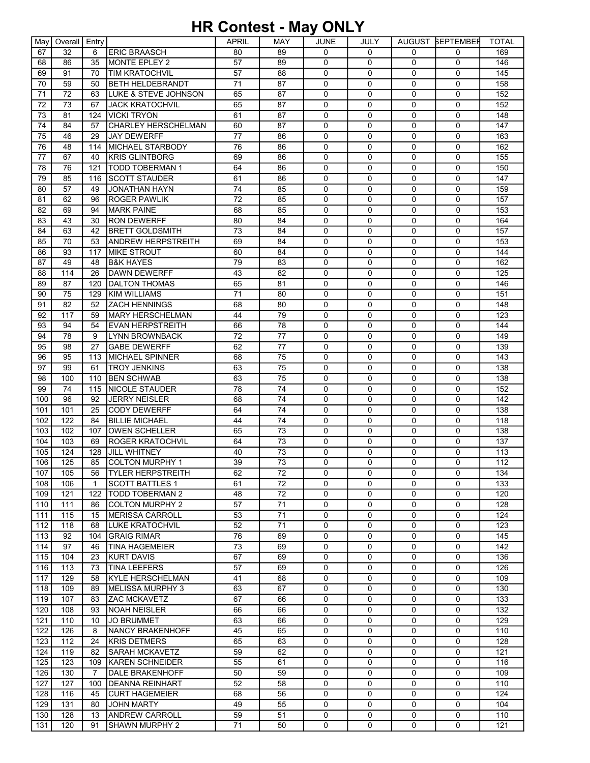# HR Contest - May ONLY

| May | Overall | Entry | | APRIL | MAY | JUNE | JULY | AUGUST | SEPTEMBER | TOTAL |
|---|---|---|---|---|---|---|---|---|---|---|
| 67 | 32 | 6 | ERIC BRAASCH | 80 | 89 | 0 | 0 | 0 | 0 | 169 |
| 68 | 86 | 35 | MONTE EPLEY 2 | 57 | 89 | 0 | 0 | 0 | 0 | 146 |
| 69 | 91 | 70 | TIM KRATOCHVIL | 57 | 88 | 0 | 0 | 0 | 0 | 145 |
| 70 | 59 | 50 | BETH HELDEBRANDT | 71 | 87 | 0 | 0 | 0 | 0 | 158 |
| 71 | 72 | 63 | LUKE & STEVE JOHNSON | 65 | 87 | 0 | 0 | 0 | 0 | 152 |
| 72 | 73 | 67 | JACK KRATOCHVIL | 65 | 87 | 0 | 0 | 0 | 0 | 152 |
| 73 | 81 | 124 | VICKI TRYON | 61 | 87 | 0 | 0 | 0 | 0 | 148 |
| 74 | 84 | 57 | CHARLEY HERSCHELMAN | 60 | 87 | 0 | 0 | 0 | 0 | 147 |
| 75 | 46 | 29 | JAY DEWERFF | 77 | 86 | 0 | 0 | 0 | 0 | 163 |
| 76 | 48 | 114 | MICHAEL STARBODY | 76 | 86 | 0 | 0 | 0 | 0 | 162 |
| 77 | 67 | 40 | KRIS GLINTBORG | 69 | 86 | 0 | 0 | 0 | 0 | 155 |
| 78 | 76 | 121 | TODD TOBERMAN 1 | 64 | 86 | 0 | 0 | 0 | 0 | 150 |
| 79 | 85 | 116 | SCOTT STAUDER | 61 | 86 | 0 | 0 | 0 | 0 | 147 |
| 80 | 57 | 49 | JONATHAN HAYN | 74 | 85 | 0 | 0 | 0 | 0 | 159 |
| 81 | 62 | 96 | ROGER PAWLIK | 72 | 85 | 0 | 0 | 0 | 0 | 157 |
| 82 | 69 | 94 | MARK PAINE | 68 | 85 | 0 | 0 | 0 | 0 | 153 |
| 83 | 43 | 30 | RON DEWERFF | 80 | 84 | 0 | 0 | 0 | 0 | 164 |
| 84 | 63 | 42 | BRETT GOLDSMITH | 73 | 84 | 0 | 0 | 0 | 0 | 157 |
| 85 | 70 | 53 | ANDREW HERPSTREITH | 69 | 84 | 0 | 0 | 0 | 0 | 153 |
| 86 | 93 | 117 | MIKE STROUT | 60 | 84 | 0 | 0 | 0 | 0 | 144 |
| 87 | 49 | 48 | B&K HAYES | 79 | 83 | 0 | 0 | 0 | 0 | 162 |
| 88 | 114 | 26 | DAWN DEWERFF | 43 | 82 | 0 | 0 | 0 | 0 | 125 |
| 89 | 87 | 120 | DALTON THOMAS | 65 | 81 | 0 | 0 | 0 | 0 | 146 |
| 90 | 75 | 129 | KIM WILLIAMS | 71 | 80 | 0 | 0 | 0 | 0 | 151 |
| 91 | 82 | 52 | ZACH HENNINGS | 68 | 80 | 0 | 0 | 0 | 0 | 148 |
| 92 | 117 | 59 | MARY HERSCHELMAN | 44 | 79 | 0 | 0 | 0 | 0 | 123 |
| 93 | 94 | 54 | EVAN HERPSTREITH | 66 | 78 | 0 | 0 | 0 | 0 | 144 |
| 94 | 78 | 9 | LYNN BROWNBACK | 72 | 77 | 0 | 0 | 0 | 0 | 149 |
| 95 | 98 | 27 | GABE DEWERFF | 62 | 77 | 0 | 0 | 0 | 0 | 139 |
| 96 | 95 | 113 | MICHAEL SPINNER | 68 | 75 | 0 | 0 | 0 | 0 | 143 |
| 97 | 99 | 61 | TROY JENKINS | 63 | 75 | 0 | 0 | 0 | 0 | 138 |
| 98 | 100 | 110 | BEN SCHWAB | 63 | 75 | 0 | 0 | 0 | 0 | 138 |
| 99 | 74 | 115 | NICOLE STAUDER | 78 | 74 | 0 | 0 | 0 | 0 | 152 |
| 100 | 96 | 92 | JERRY NEISLER | 68 | 74 | 0 | 0 | 0 | 0 | 142 |
| 101 | 101 | 25 | CODY DEWERFF | 64 | 74 | 0 | 0 | 0 | 0 | 138 |
| 102 | 122 | 84 | BILLIE MICHAEL | 44 | 74 | 0 | 0 | 0 | 0 | 118 |
| 103 | 102 | 107 | OWEN SCHELLER | 65 | 73 | 0 | 0 | 0 | 0 | 138 |
| 104 | 103 | 69 | ROGER KRATOCHVIL | 64 | 73 | 0 | 0 | 0 | 0 | 137 |
| 105 | 124 | 128 | JILL WHITNEY | 40 | 73 | 0 | 0 | 0 | 0 | 113 |
| 106 | 125 | 85 | COLTON MURPHY 1 | 39 | 73 | 0 | 0 | 0 | 0 | 112 |
| 107 | 105 | 56 | TYLER HERPSTREITH | 62 | 72 | 0 | 0 | 0 | 0 | 134 |
| 108 | 106 | 1 | SCOTT BATTLES 1 | 61 | 72 | 0 | 0 | 0 | 0 | 133 |
| 109 | 121 | 122 | TODD TOBERMAN 2 | 48 | 72 | 0 | 0 | 0 | 0 | 120 |
| 110 | 111 | 86 | COLTON MURPHY 2 | 57 | 71 | 0 | 0 | 0 | 0 | 128 |
| 111 | 115 | 15 | MERISSA CARROLL | 53 | 71 | 0 | 0 | 0 | 0 | 124 |
| 112 | 118 | 68 | LUKE KRATOCHVIL | 52 | 71 | 0 | 0 | 0 | 0 | 123 |
| 113 | 92 | 104 | GRAIG RIMAR | 76 | 69 | 0 | 0 | 0 | 0 | 145 |
| 114 | 97 | 46 | TINA HAGEMEIER | 73 | 69 | 0 | 0 | 0 | 0 | 142 |
| 115 | 104 | 23 | KURT DAVIS | 67 | 69 | 0 | 0 | 0 | 0 | 136 |
| 116 | 113 | 73 | TINA LEEFERS | 57 | 69 | 0 | 0 | 0 | 0 | 126 |
| 117 | 129 | 58 | KYLE HERSCHELMAN | 41 | 68 | 0 | 0 | 0 | 0 | 109 |
| 118 | 109 | 89 | MELISSA MURPHY 3 | 63 | 67 | 0 | 0 | 0 | 0 | 130 |
| 119 | 107 | 83 | ZAC MCKAVETZ | 67 | 66 | 0 | 0 | 0 | 0 | 133 |
| 120 | 108 | 93 | NOAH NEISLER | 66 | 66 | 0 | 0 | 0 | 0 | 132 |
| 121 | 110 | 10 | JO BRUMMET | 63 | 66 | 0 | 0 | 0 | 0 | 129 |
| 122 | 126 | 8 | NANCY BRAKENHOFF | 45 | 65 | 0 | 0 | 0 | 0 | 110 |
| 123 | 112 | 24 | KRIS DETMERS | 65 | 63 | 0 | 0 | 0 | 0 | 128 |
| 124 | 119 | 82 | SARAH MCKAVETZ | 59 | 62 | 0 | 0 | 0 | 0 | 121 |
| 125 | 123 | 109 | KAREN SCHNEIDER | 55 | 61 | 0 | 0 | 0 | 0 | 116 |
| 126 | 130 | 7 | DALE BRAKENHOFF | 50 | 59 | 0 | 0 | 0 | 0 | 109 |
| 127 | 127 | 100 | DEANNA REINHART | 52 | 58 | 0 | 0 | 0 | 0 | 110 |
| 128 | 116 | 45 | CURT HAGEMEIER | 68 | 56 | 0 | 0 | 0 | 0 | 124 |
| 129 | 131 | 80 | JOHN MARTY | 49 | 55 | 0 | 0 | 0 | 0 | 104 |
| 130 | 128 | 13 | ANDREW CARROLL | 59 | 51 | 0 | 0 | 0 | 0 | 110 |
| 131 | 120 | 91 | SHAWN MURPHY 2 | 71 | 50 | 0 | 0 | 0 | 0 | 121 |